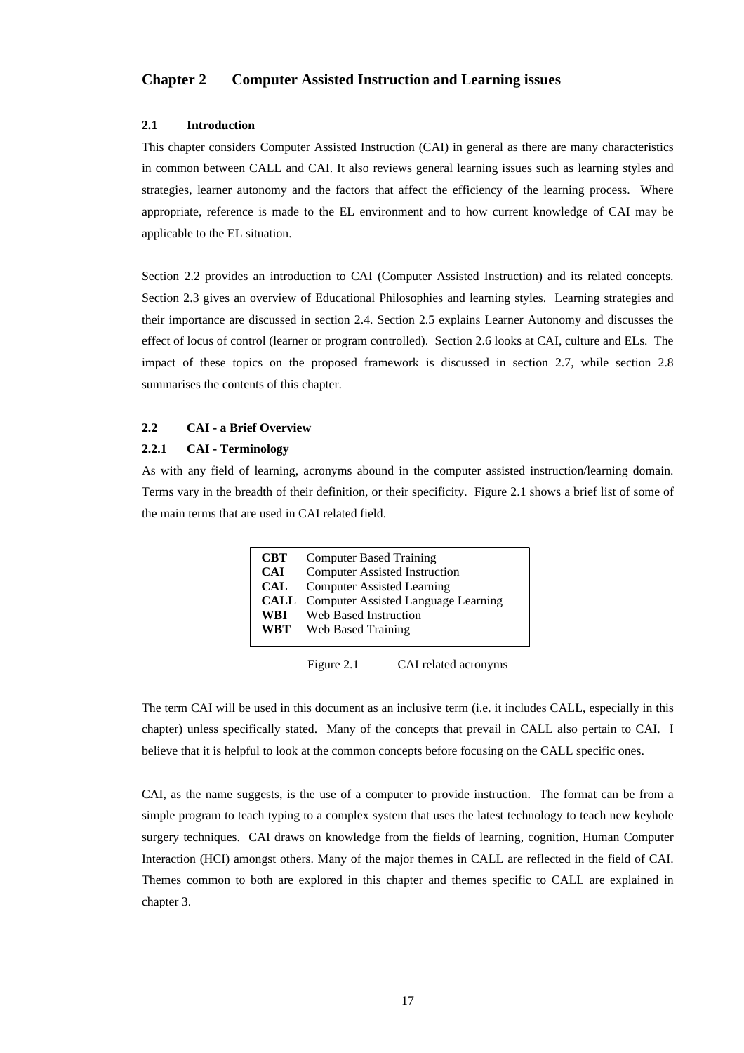# Chapter 2 Computer Assisted Instruction and Learning issues

## 2.1 Introduction

This chapter considers Computer Assisted Instruction (CAI) in general as there are many characteristics in common between CALL and CAI. It also reviews general learning issues such as learning styles and strategies, learner autonomy and the factors that affect the efficiency of the learning process. Where appropriate, reference is made to the EL environment and to how current knowledge of CAI may be applicable to the EL situation.

Section 2.2 provides an introduction to CAI (Computer Assisted Instruction) and its related concepts. Section 2.3 gives an overview of Educational Philosophies and learning styles. Learning strategies and their importance are discussed in section 2.4. Section 2.5 explains Learner Autonomy and discusses the effect of locus of control (learner or program controlled). Section 2.6 looks at CAI, culture and ELs. The impact of these topics on the proposed framework is discussed in section 2.7, while section 2.8 summarises the contents of this chapter.

## 2.2 CAI - a Brief Overview

### 2.2.1 CAI - Terminology

As with any field of learning, acronyms abound in the computer assisted instruction/learning domain. Terms vary in the breadth of their definition, or their specificity. Figure 2.1 shows a brief list of some of the main terms that are used in CAI related field.

| | |
|---|---|
| **CBT** | Computer Based Training |
| **CAI** | Computer Assisted Instruction |
| **CAL** | Computer Assisted Learning |
| **CALL** | Computer Assisted Language Learning |
| **WBI** | Web Based Instruction |
| **WBT** | Web Based Training |

Figure 2.1 CAI related acronyms

The term CAI will be used in this document as an inclusive term (i.e. it includes CALL, especially in this chapter) unless specifically stated. Many of the concepts that prevail in CALL also pertain to CAI. I believe that it is helpful to look at the common concepts before focusing on the CALL specific ones.

CAI, as the name suggests, is the use of a computer to provide instruction. The format can be from a simple program to teach typing to a complex system that uses the latest technology to teach new keyhole surgery techniques. CAI draws on knowledge from the fields of learning, cognition, Human Computer Interaction (HCI) amongst others. Many of the major themes in CALL are reflected in the field of CAI. Themes common to both are explored in this chapter and themes specific to CALL are explained in chapter 3.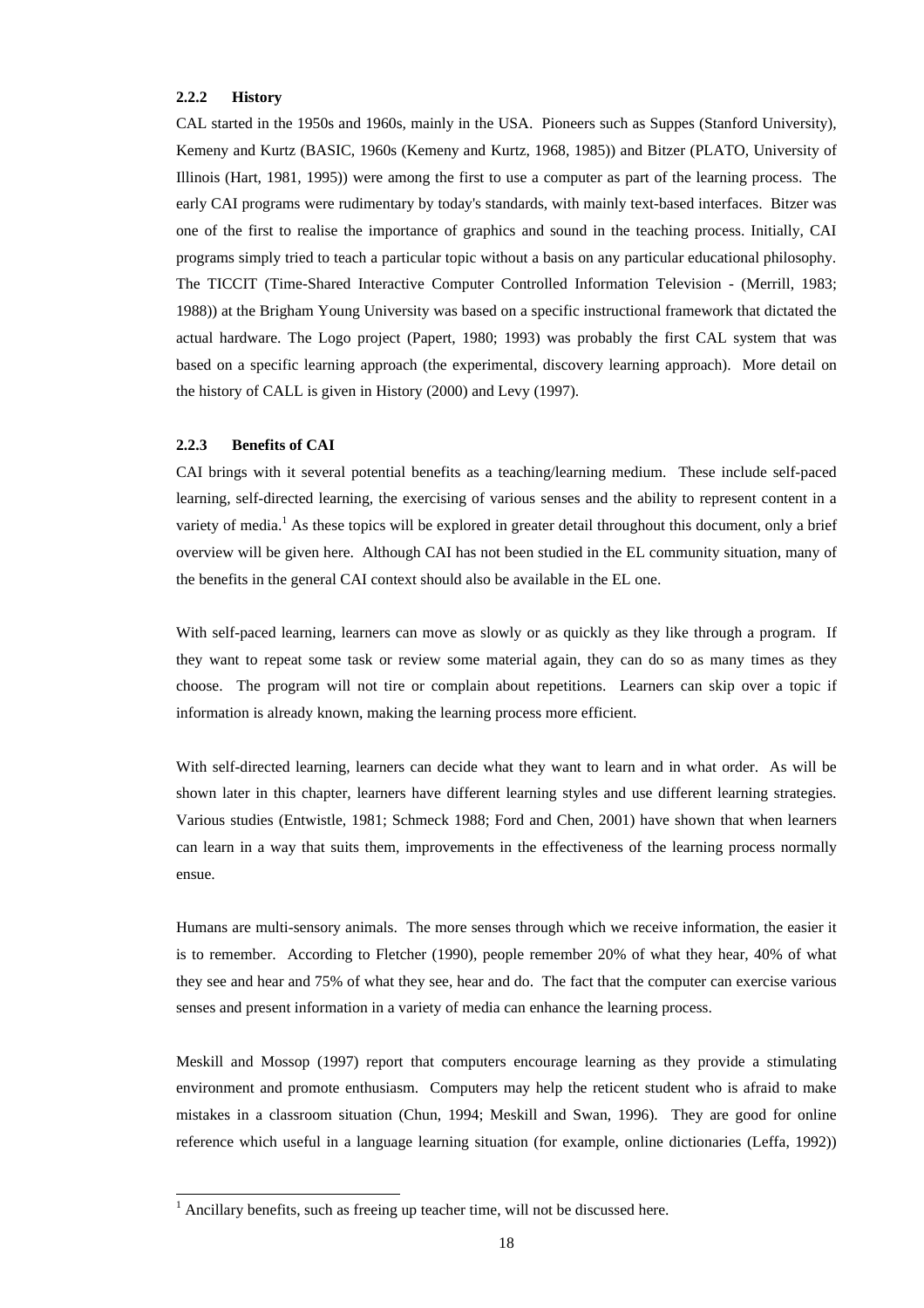### 2.2.2 History

CAL started in the 1950s and 1960s, mainly in the USA. Pioneers such as Suppes (Stanford University), Kemeny and Kurtz (BASIC, 1960s (Kemeny and Kurtz, 1968, 1985)) and Bitzer (PLATO, University of Illinois (Hart, 1981, 1995)) were among the first to use a computer as part of the learning process. The early CAI programs were rudimentary by today's standards, with mainly text-based interfaces. Bitzer was one of the first to realise the importance of graphics and sound in the teaching process. Initially, CAI programs simply tried to teach a particular topic without a basis on any particular educational philosophy. The TICCIT (Time-Shared Interactive Computer Controlled Information Television - (Merrill, 1983; 1988)) at the Brigham Young University was based on a specific instructional framework that dictated the actual hardware. The Logo project (Papert, 1980; 1993) was probably the first CAL system that was based on a specific learning approach (the experimental, discovery learning approach). More detail on the history of CALL is given in History (2000) and Levy (1997).

### 2.2.3 Benefits of CAI

CAI brings with it several potential benefits as a teaching/learning medium. These include self-paced learning, self-directed learning, the exercising of various senses and the ability to represent content in a variety of media.[1] As these topics will be explored in greater detail throughout this document, only a brief overview will be given here. Although CAI has not been studied in the EL community situation, many of the benefits in the general CAI context should also be available in the EL one.

With self-paced learning, learners can move as slowly or as quickly as they like through a program. If they want to repeat some task or review some material again, they can do so as many times as they choose. The program will not tire or complain about repetitions. Learners can skip over a topic if information is already known, making the learning process more efficient.

With self-directed learning, learners can decide what they want to learn and in what order. As will be shown later in this chapter, learners have different learning styles and use different learning strategies. Various studies (Entwistle, 1981; Schmeck 1988; Ford and Chen, 2001) have shown that when learners can learn in a way that suits them, improvements in the effectiveness of the learning process normally ensue.

Humans are multi-sensory animals. The more senses through which we receive information, the easier it is to remember. According to Fletcher (1990), people remember 20% of what they hear, 40% of what they see and hear and 75% of what they see, hear and do. The fact that the computer can exercise various senses and present information in a variety of media can enhance the learning process.

Meskill and Mossop (1997) report that computers encourage learning as they provide a stimulating environment and promote enthusiasm. Computers may help the reticent student who is afraid to make mistakes in a classroom situation (Chun, 1994; Meskill and Swan, 1996). They are good for online reference which useful in a language learning situation (for example, online dictionaries (Leffa, 1992))

[1] Ancillary benefits, such as freeing up teacher time, will not be discussed here.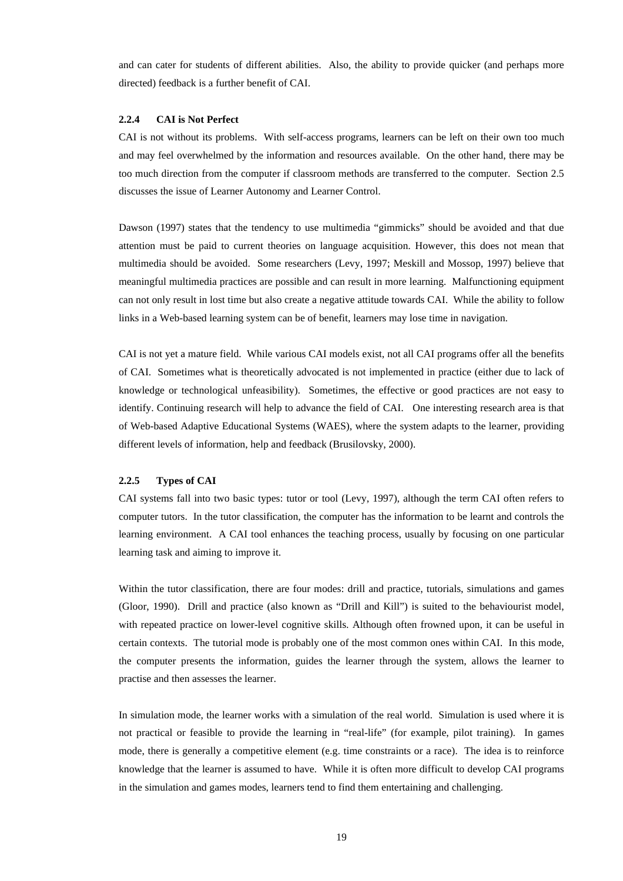and can cater for students of different abilities. Also, the ability to provide quicker (and perhaps more directed) feedback is a further benefit of CAI.

### 2.2.4 CAI is Not Perfect

CAI is not without its problems. With self-access programs, learners can be left on their own too much and may feel overwhelmed by the information and resources available. On the other hand, there may be too much direction from the computer if classroom methods are transferred to the computer. Section 2.5 discusses the issue of Learner Autonomy and Learner Control.

Dawson (1997) states that the tendency to use multimedia "gimmicks" should be avoided and that due attention must be paid to current theories on language acquisition. However, this does not mean that multimedia should be avoided. Some researchers (Levy, 1997; Meskill and Mossop, 1997) believe that meaningful multimedia practices are possible and can result in more learning. Malfunctioning equipment can not only result in lost time but also create a negative attitude towards CAI. While the ability to follow links in a Web-based learning system can be of benefit, learners may lose time in navigation.

CAI is not yet a mature field. While various CAI models exist, not all CAI programs offer all the benefits of CAI. Sometimes what is theoretically advocated is not implemented in practice (either due to lack of knowledge or technological unfeasibility). Sometimes, the effective or good practices are not easy to identify. Continuing research will help to advance the field of CAI. One interesting research area is that of Web-based Adaptive Educational Systems (WAES), where the system adapts to the learner, providing different levels of information, help and feedback (Brusilovsky, 2000).

### 2.2.5 Types of CAI

CAI systems fall into two basic types: tutor or tool (Levy, 1997), although the term CAI often refers to computer tutors. In the tutor classification, the computer has the information to be learnt and controls the learning environment. A CAI tool enhances the teaching process, usually by focusing on one particular learning task and aiming to improve it.

Within the tutor classification, there are four modes: drill and practice, tutorials, simulations and games (Gloor, 1990). Drill and practice (also known as "Drill and Kill") is suited to the behaviourist model, with repeated practice on lower-level cognitive skills. Although often frowned upon, it can be useful in certain contexts. The tutorial mode is probably one of the most common ones within CAI. In this mode, the computer presents the information, guides the learner through the system, allows the learner to practise and then assesses the learner.

In simulation mode, the learner works with a simulation of the real world. Simulation is used where it is not practical or feasible to provide the learning in "real-life" (for example, pilot training). In games mode, there is generally a competitive element (e.g. time constraints or a race). The idea is to reinforce knowledge that the learner is assumed to have. While it is often more difficult to develop CAI programs in the simulation and games modes, learners tend to find them entertaining and challenging.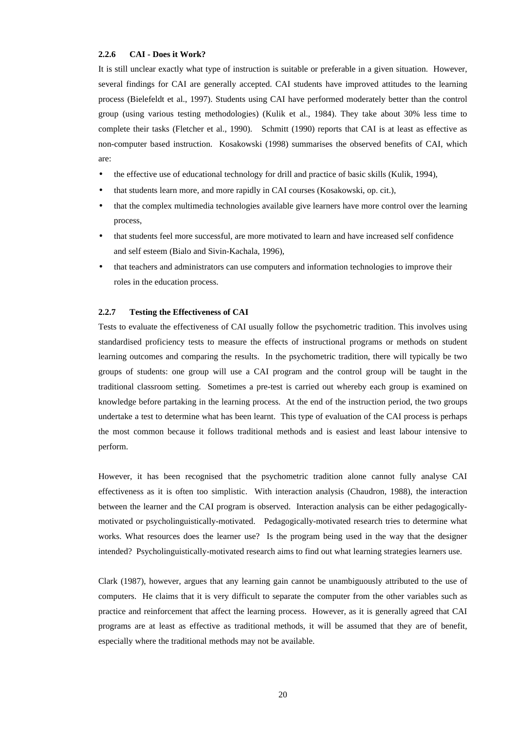### 2.2.6 CAI - Does it Work?

It is still unclear exactly what type of instruction is suitable or preferable in a given situation. However, several findings for CAI are generally accepted. CAI students have improved attitudes to the learning process (Bielefeldt et al., 1997). Students using CAI have performed moderately better than the control group (using various testing methodologies) (Kulik et al., 1984). They take about 30% less time to complete their tasks (Fletcher et al., 1990). Schmitt (1990) reports that CAI is at least as effective as non-computer based instruction. Kosakowski (1998) summarises the observed benefits of CAI, which are:

- the effective use of educational technology for drill and practice of basic skills (Kulik, 1994),
- that students learn more, and more rapidly in CAI courses (Kosakowski, op. cit.),
- that the complex multimedia technologies available give learners have more control over the learning process,
- that students feel more successful, are more motivated to learn and have increased self confidence and self esteem (Bialo and Sivin-Kachala, 1996),
- that teachers and administrators can use computers and information technologies to improve their roles in the education process.

### 2.2.7 Testing the Effectiveness of CAI

Tests to evaluate the effectiveness of CAI usually follow the psychometric tradition. This involves using standardised proficiency tests to measure the effects of instructional programs or methods on student learning outcomes and comparing the results. In the psychometric tradition, there will typically be two groups of students: one group will use a CAI program and the control group will be taught in the traditional classroom setting. Sometimes a pre-test is carried out whereby each group is examined on knowledge before partaking in the learning process. At the end of the instruction period, the two groups undertake a test to determine what has been learnt. This type of evaluation of the CAI process is perhaps the most common because it follows traditional methods and is easiest and least labour intensive to perform.

However, it has been recognised that the psychometric tradition alone cannot fully analyse CAI effectiveness as it is often too simplistic. With interaction analysis (Chaudron, 1988), the interaction between the learner and the CAI program is observed. Interaction analysis can be either pedagogically-motivated or psycholinguistically-motivated. Pedagogically-motivated research tries to determine what works. What resources does the learner use? Is the program being used in the way that the designer intended? Psycholinguistically-motivated research aims to find out what learning strategies learners use.

Clark (1987), however, argues that any learning gain cannot be unambiguously attributed to the use of computers. He claims that it is very difficult to separate the computer from the other variables such as practice and reinforcement that affect the learning process. However, as it is generally agreed that CAI programs are at least as effective as traditional methods, it will be assumed that they are of benefit, especially where the traditional methods may not be available.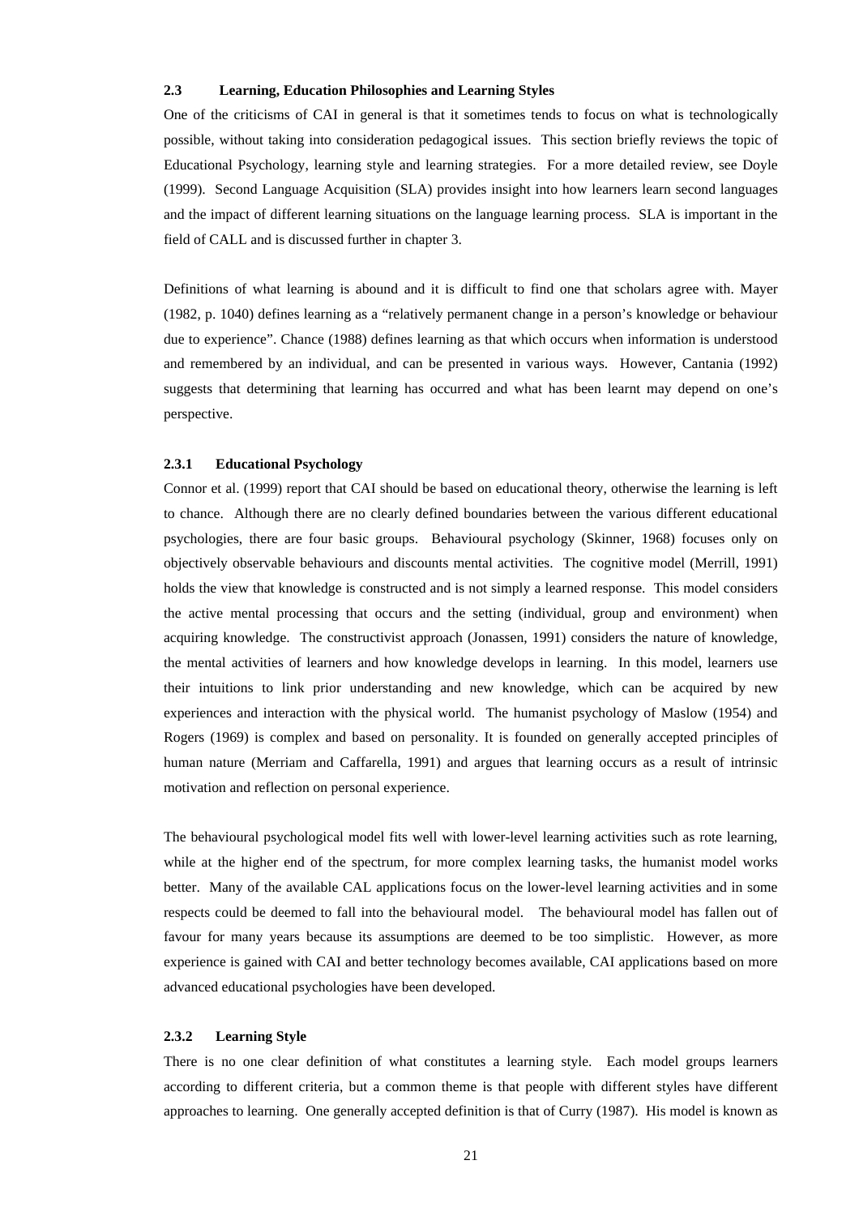### 2.3 Learning, Education Philosophies and Learning Styles

One of the criticisms of CAI in general is that it sometimes tends to focus on what is technologically possible, without taking into consideration pedagogical issues. This section briefly reviews the topic of Educational Psychology, learning style and learning strategies. For a more detailed review, see Doyle (1999). Second Language Acquisition (SLA) provides insight into how learners learn second languages and the impact of different learning situations on the language learning process. SLA is important in the field of CALL and is discussed further in chapter 3.

Definitions of what learning is abound and it is difficult to find one that scholars agree with. Mayer (1982, p. 1040) defines learning as a "relatively permanent change in a person's knowledge or behaviour due to experience". Chance (1988) defines learning as that which occurs when information is understood and remembered by an individual, and can be presented in various ways. However, Cantania (1992) suggests that determining that learning has occurred and what has been learnt may depend on one's perspective.

#### 2.3.1 Educational Psychology

Connor et al. (1999) report that CAI should be based on educational theory, otherwise the learning is left to chance. Although there are no clearly defined boundaries between the various different educational psychologies, there are four basic groups. Behavioural psychology (Skinner, 1968) focuses only on objectively observable behaviours and discounts mental activities. The cognitive model (Merrill, 1991) holds the view that knowledge is constructed and is not simply a learned response. This model considers the active mental processing that occurs and the setting (individual, group and environment) when acquiring knowledge. The constructivist approach (Jonassen, 1991) considers the nature of knowledge, the mental activities of learners and how knowledge develops in learning. In this model, learners use their intuitions to link prior understanding and new knowledge, which can be acquired by new experiences and interaction with the physical world. The humanist psychology of Maslow (1954) and Rogers (1969) is complex and based on personality. It is founded on generally accepted principles of human nature (Merriam and Caffarella, 1991) and argues that learning occurs as a result of intrinsic motivation and reflection on personal experience.

The behavioural psychological model fits well with lower-level learning activities such as rote learning, while at the higher end of the spectrum, for more complex learning tasks, the humanist model works better. Many of the available CAL applications focus on the lower-level learning activities and in some respects could be deemed to fall into the behavioural model. The behavioural model has fallen out of favour for many years because its assumptions are deemed to be too simplistic. However, as more experience is gained with CAI and better technology becomes available, CAI applications based on more advanced educational psychologies have been developed.

#### 2.3.2 Learning Style

There is no one clear definition of what constitutes a learning style. Each model groups learners according to different criteria, but a common theme is that people with different styles have different approaches to learning. One generally accepted definition is that of Curry (1987). His model is known as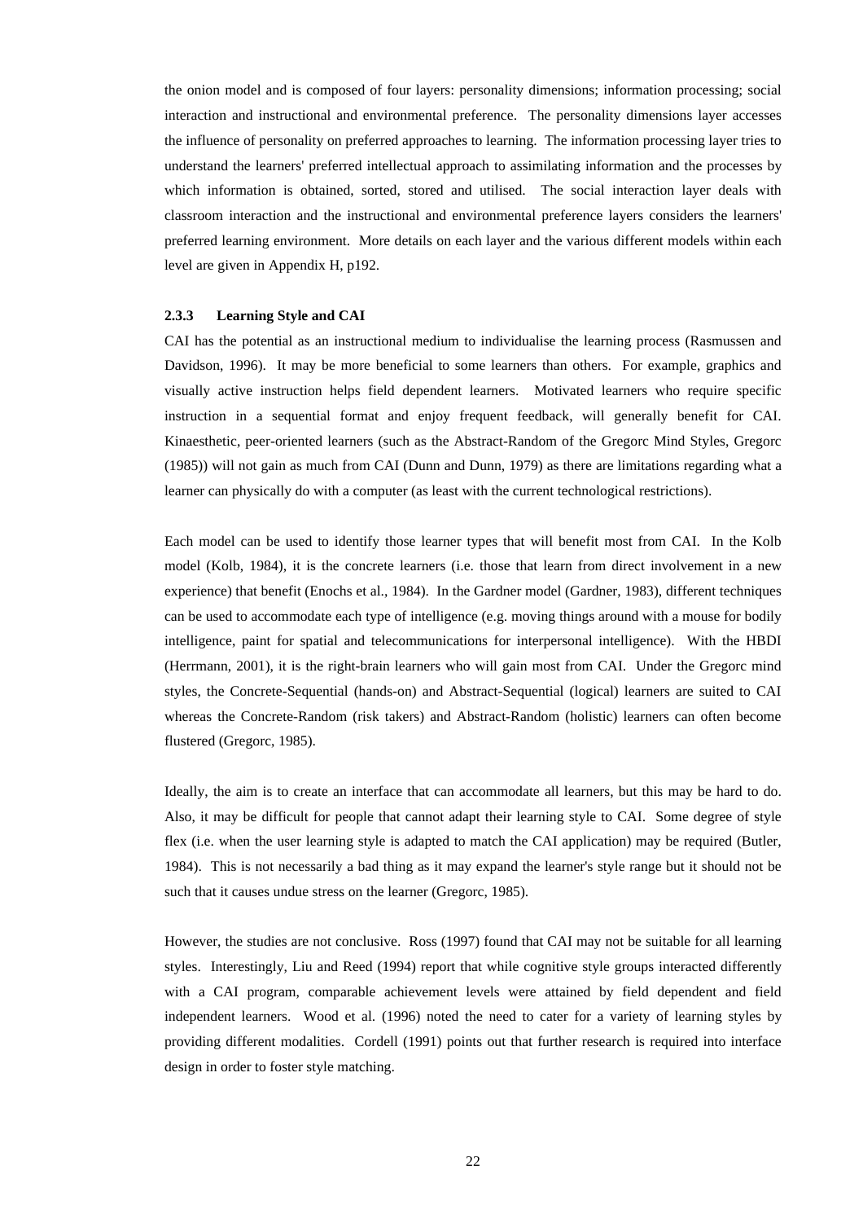the onion model and is composed of four layers: personality dimensions; information processing; social interaction and instructional and environmental preference. The personality dimensions layer accesses the influence of personality on preferred approaches to learning. The information processing layer tries to understand the learners' preferred intellectual approach to assimilating information and the processes by which information is obtained, sorted, stored and utilised. The social interaction layer deals with classroom interaction and the instructional and environmental preference layers considers the learners' preferred learning environment. More details on each layer and the various different models within each level are given in Appendix H, p192.

### 2.3.3 Learning Style and CAI

CAI has the potential as an instructional medium to individualise the learning process (Rasmussen and Davidson, 1996). It may be more beneficial to some learners than others. For example, graphics and visually active instruction helps field dependent learners. Motivated learners who require specific instruction in a sequential format and enjoy frequent feedback, will generally benefit for CAI. Kinaesthetic, peer-oriented learners (such as the Abstract-Random of the Gregorc Mind Styles, Gregorc (1985)) will not gain as much from CAI (Dunn and Dunn, 1979) as there are limitations regarding what a learner can physically do with a computer (as least with the current technological restrictions).

Each model can be used to identify those learner types that will benefit most from CAI. In the Kolb model (Kolb, 1984), it is the concrete learners (i.e. those that learn from direct involvement in a new experience) that benefit (Enochs et al., 1984). In the Gardner model (Gardner, 1983), different techniques can be used to accommodate each type of intelligence (e.g. moving things around with a mouse for bodily intelligence, paint for spatial and telecommunications for interpersonal intelligence). With the HBDI (Herrmann, 2001), it is the right-brain learners who will gain most from CAI. Under the Gregorc mind styles, the Concrete-Sequential (hands-on) and Abstract-Sequential (logical) learners are suited to CAI whereas the Concrete-Random (risk takers) and Abstract-Random (holistic) learners can often become flustered (Gregorc, 1985).

Ideally, the aim is to create an interface that can accommodate all learners, but this may be hard to do. Also, it may be difficult for people that cannot adapt their learning style to CAI. Some degree of style flex (i.e. when the user learning style is adapted to match the CAI application) may be required (Butler, 1984). This is not necessarily a bad thing as it may expand the learner's style range but it should not be such that it causes undue stress on the learner (Gregorc, 1985).

However, the studies are not conclusive. Ross (1997) found that CAI may not be suitable for all learning styles. Interestingly, Liu and Reed (1994) report that while cognitive style groups interacted differently with a CAI program, comparable achievement levels were attained by field dependent and field independent learners. Wood et al. (1996) noted the need to cater for a variety of learning styles by providing different modalities. Cordell (1991) points out that further research is required into interface design in order to foster style matching.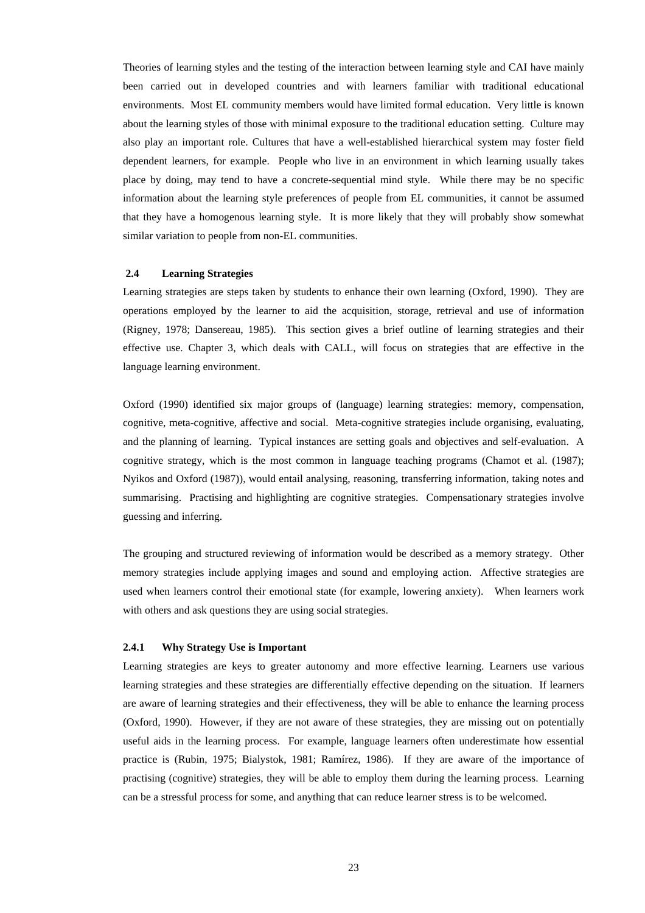Theories of learning styles and the testing of the interaction between learning style and CAI have mainly been carried out in developed countries and with learners familiar with traditional educational environments. Most EL community members would have limited formal education. Very little is known about the learning styles of those with minimal exposure to the traditional education setting. Culture may also play an important role. Cultures that have a well-established hierarchical system may foster field dependent learners, for example. People who live in an environment in which learning usually takes place by doing, may tend to have a concrete-sequential mind style. While there may be no specific information about the learning style preferences of people from EL communities, it cannot be assumed that they have a homogenous learning style. It is more likely that they will probably show somewhat similar variation to people from non-EL communities.

## 2.4 Learning Strategies

Learning strategies are steps taken by students to enhance their own learning (Oxford, 1990). They are operations employed by the learner to aid the acquisition, storage, retrieval and use of information (Rigney, 1978; Dansereau, 1985). This section gives a brief outline of learning strategies and their effective use. Chapter 3, which deals with CALL, will focus on strategies that are effective in the language learning environment.

Oxford (1990) identified six major groups of (language) learning strategies: memory, compensation, cognitive, meta-cognitive, affective and social. Meta-cognitive strategies include organising, evaluating, and the planning of learning. Typical instances are setting goals and objectives and self-evaluation. A cognitive strategy, which is the most common in language teaching programs (Chamot et al. (1987); Nyikos and Oxford (1987)), would entail analysing, reasoning, transferring information, taking notes and summarising. Practising and highlighting are cognitive strategies. Compensationary strategies involve guessing and inferring.

The grouping and structured reviewing of information would be described as a memory strategy. Other memory strategies include applying images and sound and employing action. Affective strategies are used when learners control their emotional state (for example, lowering anxiety). When learners work with others and ask questions they are using social strategies.

### 2.4.1 Why Strategy Use is Important

Learning strategies are keys to greater autonomy and more effective learning. Learners use various learning strategies and these strategies are differentially effective depending on the situation. If learners are aware of learning strategies and their effectiveness, they will be able to enhance the learning process (Oxford, 1990). However, if they are not aware of these strategies, they are missing out on potentially useful aids in the learning process. For example, language learners often underestimate how essential practice is (Rubin, 1975; Bialystok, 1981; Ramírez, 1986). If they are aware of the importance of practising (cognitive) strategies, they will be able to employ them during the learning process. Learning can be a stressful process for some, and anything that can reduce learner stress is to be welcomed.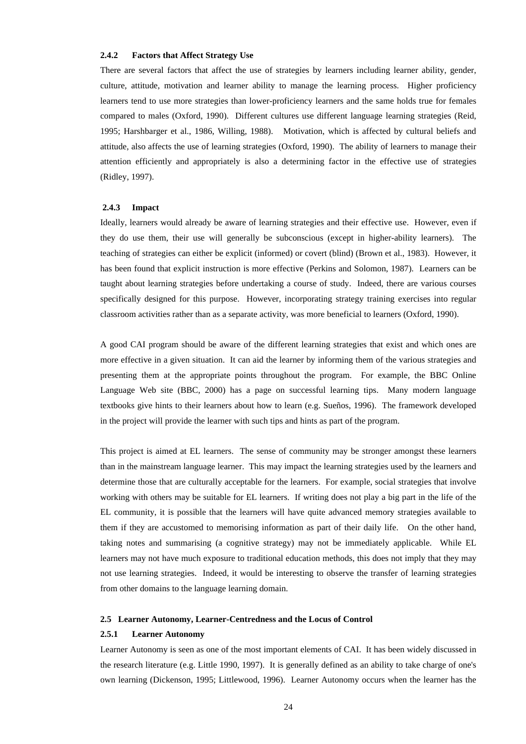### 2.4.2 Factors that Affect Strategy Use

There are several factors that affect the use of strategies by learners including learner ability, gender, culture, attitude, motivation and learner ability to manage the learning process. Higher proficiency learners tend to use more strategies than lower-proficiency learners and the same holds true for females compared to males (Oxford, 1990). Different cultures use different language learning strategies (Reid, 1995; Harshbarger et al., 1986, Willing, 1988). Motivation, which is affected by cultural beliefs and attitude, also affects the use of learning strategies (Oxford, 1990). The ability of learners to manage their attention efficiently and appropriately is also a determining factor in the effective use of strategies (Ridley, 1997).

### 2.4.3 Impact

Ideally, learners would already be aware of learning strategies and their effective use. However, even if they do use them, their use will generally be subconscious (except in higher-ability learners). The teaching of strategies can either be explicit (informed) or covert (blind) (Brown et al., 1983). However, it has been found that explicit instruction is more effective (Perkins and Solomon, 1987). Learners can be taught about learning strategies before undertaking a course of study. Indeed, there are various courses specifically designed for this purpose. However, incorporating strategy training exercises into regular classroom activities rather than as a separate activity, was more beneficial to learners (Oxford, 1990).

A good CAI program should be aware of the different learning strategies that exist and which ones are more effective in a given situation. It can aid the learner by informing them of the various strategies and presenting them at the appropriate points throughout the program. For example, the BBC Online Language Web site (BBC, 2000) has a page on successful learning tips. Many modern language textbooks give hints to their learners about how to learn (e.g. Sueños, 1996). The framework developed in the project will provide the learner with such tips and hints as part of the program.

This project is aimed at EL learners. The sense of community may be stronger amongst these learners than in the mainstream language learner. This may impact the learning strategies used by the learners and determine those that are culturally acceptable for the learners. For example, social strategies that involve working with others may be suitable for EL learners. If writing does not play a big part in the life of the EL community, it is possible that the learners will have quite advanced memory strategies available to them if they are accustomed to memorising information as part of their daily life. On the other hand, taking notes and summarising (a cognitive strategy) may not be immediately applicable. While EL learners may not have much exposure to traditional education methods, this does not imply that they may not use learning strategies. Indeed, it would be interesting to observe the transfer of learning strategies from other domains to the language learning domain.

## 2.5 Learner Autonomy, Learner-Centredness and the Locus of Control

### 2.5.1 Learner Autonomy

Learner Autonomy is seen as one of the most important elements of CAI. It has been widely discussed in the research literature (e.g. Little 1990, 1997). It is generally defined as an ability to take charge of one's own learning (Dickenson, 1995; Littlewood, 1996). Learner Autonomy occurs when the learner has the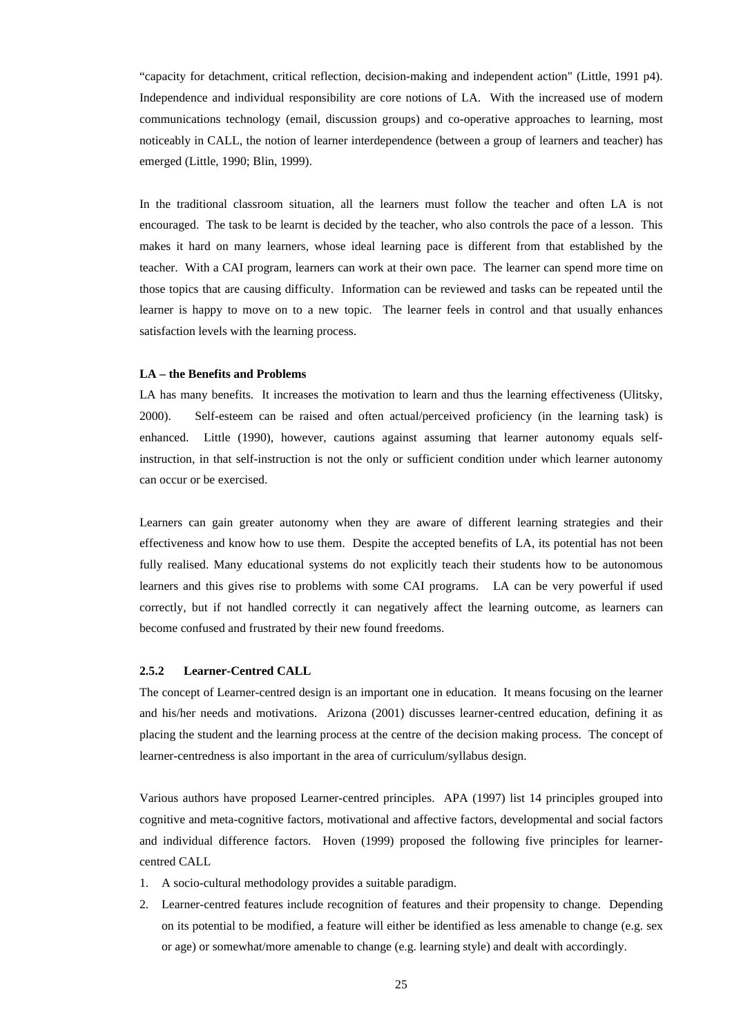"capacity for detachment, critical reflection, decision-making and independent action" (Little, 1991 p4). Independence and individual responsibility are core notions of LA. With the increased use of modern communications technology (email, discussion groups) and co-operative approaches to learning, most noticeably in CALL, the notion of learner interdependence (between a group of learners and teacher) has emerged (Little, 1990; Blin, 1999).

In the traditional classroom situation, all the learners must follow the teacher and often LA is not encouraged. The task to be learnt is decided by the teacher, who also controls the pace of a lesson. This makes it hard on many learners, whose ideal learning pace is different from that established by the teacher. With a CAI program, learners can work at their own pace. The learner can spend more time on those topics that are causing difficulty. Information can be reviewed and tasks can be repeated until the learner is happy to move on to a new topic. The learner feels in control and that usually enhances satisfaction levels with the learning process.

**LA – the Benefits and Problems**

LA has many benefits. It increases the motivation to learn and thus the learning effectiveness (Ulitsky, 2000). Self-esteem can be raised and often actual/perceived proficiency (in the learning task) is enhanced. Little (1990), however, cautions against assuming that learner autonomy equals self-instruction, in that self-instruction is not the only or sufficient condition under which learner autonomy can occur or be exercised.

Learners can gain greater autonomy when they are aware of different learning strategies and their effectiveness and know how to use them. Despite the accepted benefits of LA, its potential has not been fully realised. Many educational systems do not explicitly teach their students how to be autonomous learners and this gives rise to problems with some CAI programs. LA can be very powerful if used correctly, but if not handled correctly it can negatively affect the learning outcome, as learners can become confused and frustrated by their new found freedoms.

### 2.5.2 Learner-Centred CALL

The concept of Learner-centred design is an important one in education. It means focusing on the learner and his/her needs and motivations. Arizona (2001) discusses learner-centred education, defining it as placing the student and the learning process at the centre of the decision making process. The concept of learner-centredness is also important in the area of curriculum/syllabus design.

Various authors have proposed Learner-centred principles. APA (1997) list 14 principles grouped into cognitive and meta-cognitive factors, motivational and affective factors, developmental and social factors and individual difference factors. Hoven (1999) proposed the following five principles for learner-centred CALL

1. A socio-cultural methodology provides a suitable paradigm.
2. Learner-centred features include recognition of features and their propensity to change. Depending on its potential to be modified, a feature will either be identified as less amenable to change (e.g. sex or age) or somewhat/more amenable to change (e.g. learning style) and dealt with accordingly.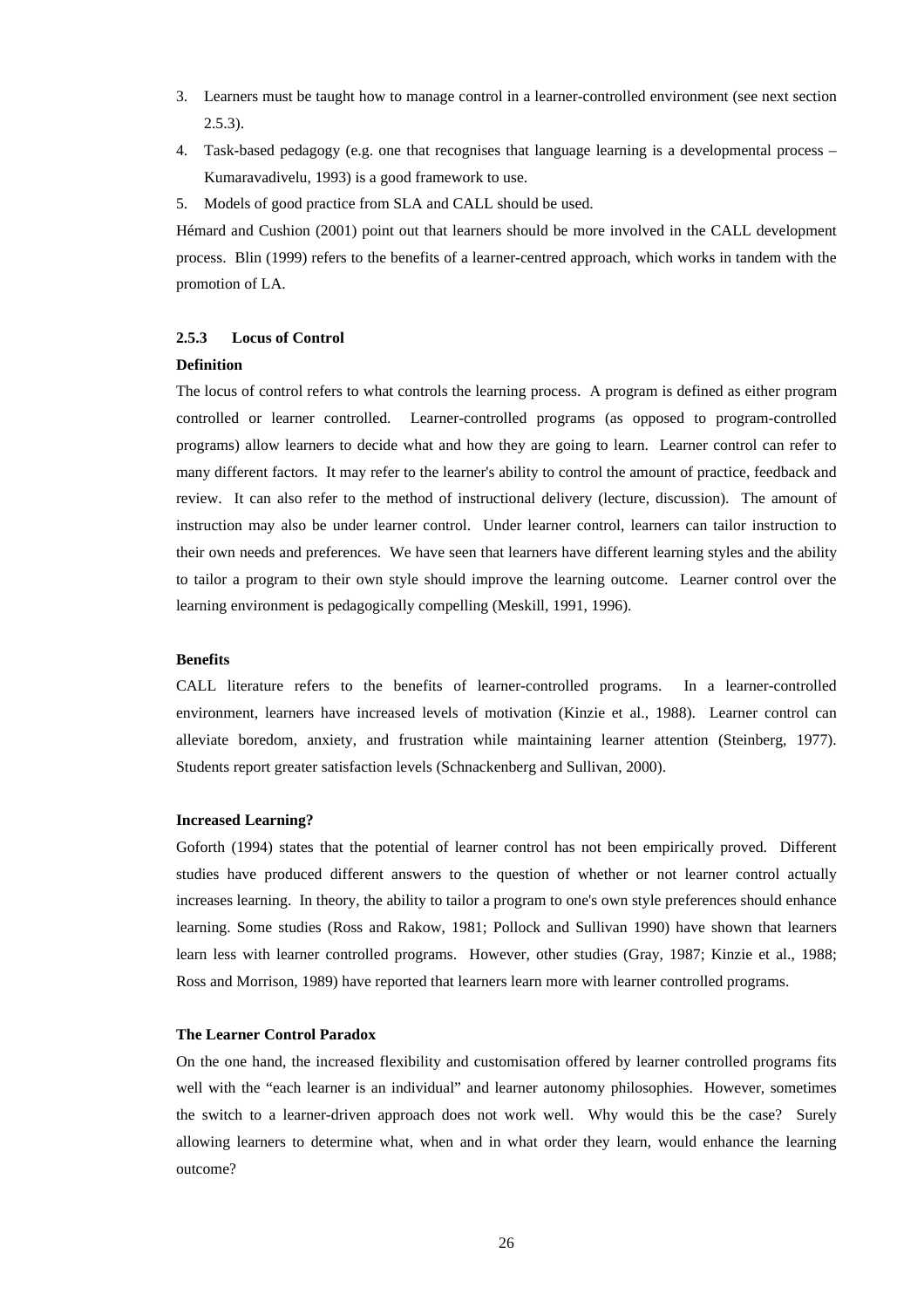3. Learners must be taught how to manage control in a learner-controlled environment (see next section 2.5.3).
4. Task-based pedagogy (e.g. one that recognises that language learning is a developmental process – Kumaravadivelu, 1993) is a good framework to use.
5. Models of good practice from SLA and CALL should be used.

Hémard and Cushion (2001) point out that learners should be more involved in the CALL development process. Blin (1999) refers to the benefits of a learner-centred approach, which works in tandem with the promotion of LA.

### 2.5.3 Locus of Control

**Definition**

The locus of control refers to what controls the learning process. A program is defined as either program controlled or learner controlled. Learner-controlled programs (as opposed to program-controlled programs) allow learners to decide what and how they are going to learn. Learner control can refer to many different factors. It may refer to the learner's ability to control the amount of practice, feedback and review. It can also refer to the method of instructional delivery (lecture, discussion). The amount of instruction may also be under learner control. Under learner control, learners can tailor instruction to their own needs and preferences. We have seen that learners have different learning styles and the ability to tailor a program to their own style should improve the learning outcome. Learner control over the learning environment is pedagogically compelling (Meskill, 1991, 1996).

**Benefits**

CALL literature refers to the benefits of learner-controlled programs. In a learner-controlled environment, learners have increased levels of motivation (Kinzie et al., 1988). Learner control can alleviate boredom, anxiety, and frustration while maintaining learner attention (Steinberg, 1977). Students report greater satisfaction levels (Schnackenberg and Sullivan, 2000).

**Increased Learning?**

Goforth (1994) states that the potential of learner control has not been empirically proved. Different studies have produced different answers to the question of whether or not learner control actually increases learning. In theory, the ability to tailor a program to one's own style preferences should enhance learning. Some studies (Ross and Rakow, 1981; Pollock and Sullivan 1990) have shown that learners learn less with learner controlled programs. However, other studies (Gray, 1987; Kinzie et al., 1988; Ross and Morrison, 1989) have reported that learners learn more with learner controlled programs.

**The Learner Control Paradox**

On the one hand, the increased flexibility and customisation offered by learner controlled programs fits well with the "each learner is an individual" and learner autonomy philosophies. However, sometimes the switch to a learner-driven approach does not work well. Why would this be the case? Surely allowing learners to determine what, when and in what order they learn, would enhance the learning outcome?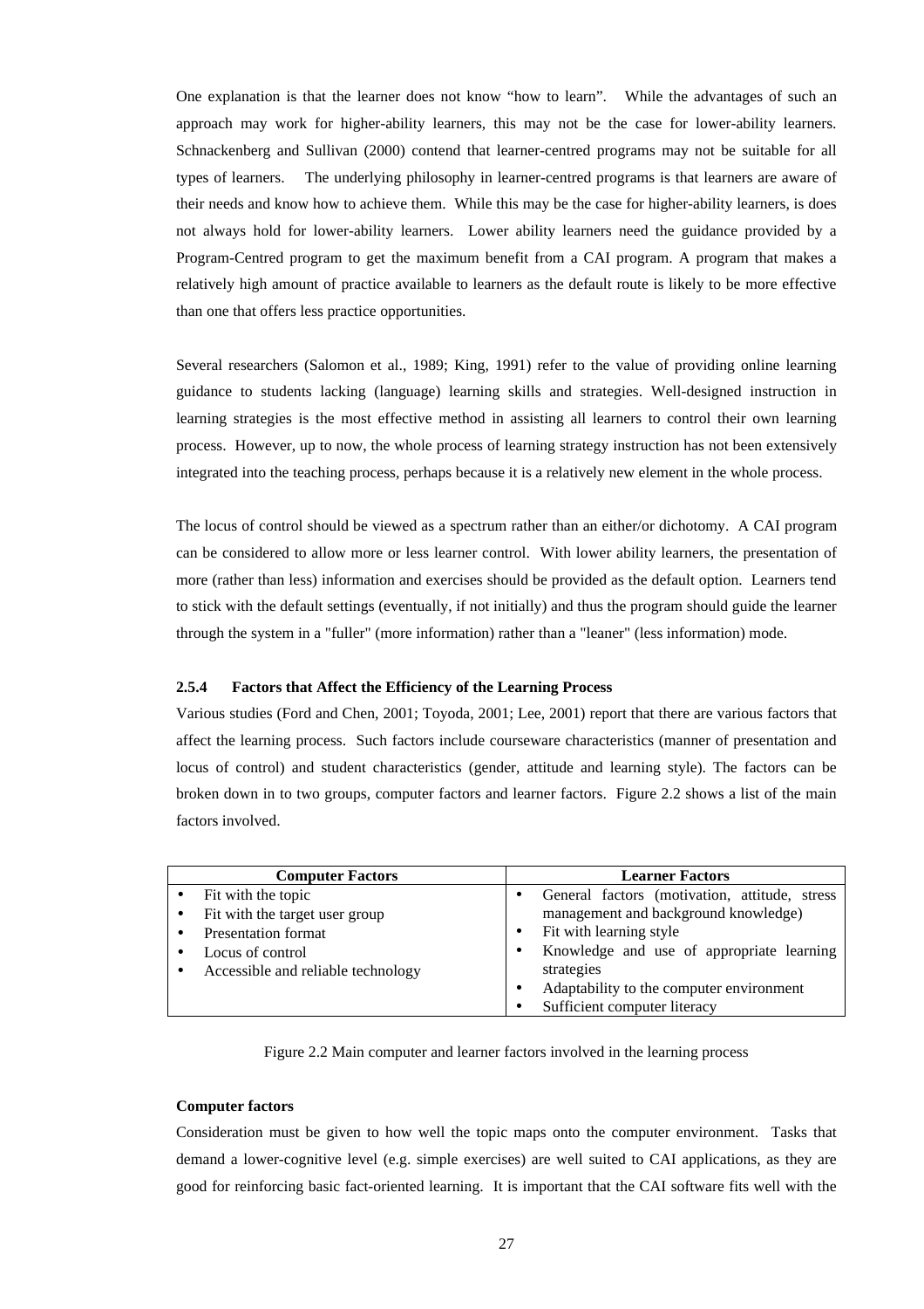One explanation is that the learner does not know "how to learn". While the advantages of such an approach may work for higher-ability learners, this may not be the case for lower-ability learners. Schnackenberg and Sullivan (2000) contend that learner-centred programs may not be suitable for all types of learners. The underlying philosophy in learner-centred programs is that learners are aware of their needs and know how to achieve them. While this may be the case for higher-ability learners, is does not always hold for lower-ability learners. Lower ability learners need the guidance provided by a Program-Centred program to get the maximum benefit from a CAI program. A program that makes a relatively high amount of practice available to learners as the default route is likely to be more effective than one that offers less practice opportunities.

Several researchers (Salomon et al., 1989; King, 1991) refer to the value of providing online learning guidance to students lacking (language) learning skills and strategies. Well-designed instruction in learning strategies is the most effective method in assisting all learners to control their own learning process. However, up to now, the whole process of learning strategy instruction has not been extensively integrated into the teaching process, perhaps because it is a relatively new element in the whole process.

The locus of control should be viewed as a spectrum rather than an either/or dichotomy. A CAI program can be considered to allow more or less learner control. With lower ability learners, the presentation of more (rather than less) information and exercises should be provided as the default option. Learners tend to stick with the default settings (eventually, if not initially) and thus the program should guide the learner through the system in a "fuller" (more information) rather than a "leaner" (less information) mode.

#### 2.5.4 Factors that Affect the Efficiency of the Learning Process

Various studies (Ford and Chen, 2001; Toyoda, 2001; Lee, 2001) report that there are various factors that affect the learning process. Such factors include courseware characteristics (manner of presentation and locus of control) and student characteristics (gender, attitude and learning style). The factors can be broken down in to two groups, computer factors and learner factors. Figure 2.2 shows a list of the main factors involved.

| Computer Factors | Learner Factors |
|---|---|
| • Fit with the topic<br>• Fit with the target user group<br>• Presentation format<br>• Locus of control<br>• Accessible and reliable technology | • General factors (motivation, attitude, stress management and background knowledge)<br>• Fit with learning style<br>• Knowledge and use of appropriate learning strategies<br>• Adaptability to the computer environment<br>• Sufficient computer literacy |

Figure 2.2 Main computer and learner factors involved in the learning process

**Computer factors**

Consideration must be given to how well the topic maps onto the computer environment. Tasks that demand a lower-cognitive level (e.g. simple exercises) are well suited to CAI applications, as they are good for reinforcing basic fact-oriented learning. It is important that the CAI software fits well with the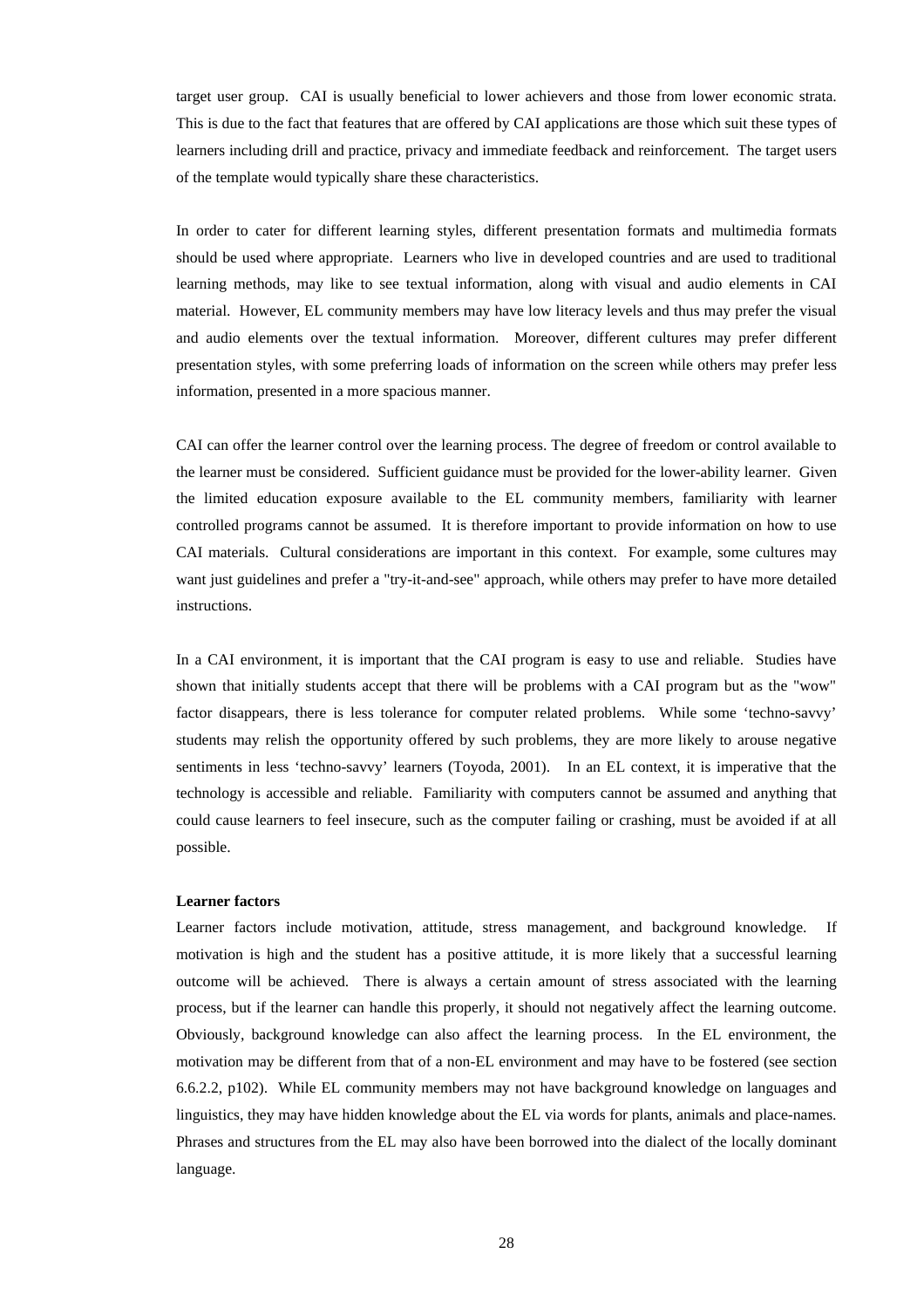target user group. CAI is usually beneficial to lower achievers and those from lower economic strata. This is due to the fact that features that are offered by CAI applications are those which suit these types of learners including drill and practice, privacy and immediate feedback and reinforcement. The target users of the template would typically share these characteristics.

In order to cater for different learning styles, different presentation formats and multimedia formats should be used where appropriate. Learners who live in developed countries and are used to traditional learning methods, may like to see textual information, along with visual and audio elements in CAI material. However, EL community members may have low literacy levels and thus may prefer the visual and audio elements over the textual information. Moreover, different cultures may prefer different presentation styles, with some preferring loads of information on the screen while others may prefer less information, presented in a more spacious manner.

CAI can offer the learner control over the learning process. The degree of freedom or control available to the learner must be considered. Sufficient guidance must be provided for the lower-ability learner. Given the limited education exposure available to the EL community members, familiarity with learner controlled programs cannot be assumed. It is therefore important to provide information on how to use CAI materials. Cultural considerations are important in this context. For example, some cultures may want just guidelines and prefer a "try-it-and-see" approach, while others may prefer to have more detailed instructions.

In a CAI environment, it is important that the CAI program is easy to use and reliable. Studies have shown that initially students accept that there will be problems with a CAI program but as the "wow" factor disappears, there is less tolerance for computer related problems. While some 'techno-savvy' students may relish the opportunity offered by such problems, they are more likely to arouse negative sentiments in less 'techno-savvy' learners (Toyoda, 2001). In an EL context, it is imperative that the technology is accessible and reliable. Familiarity with computers cannot be assumed and anything that could cause learners to feel insecure, such as the computer failing or crashing, must be avoided if at all possible.

**Learner factors**

Learner factors include motivation, attitude, stress management, and background knowledge. If motivation is high and the student has a positive attitude, it is more likely that a successful learning outcome will be achieved. There is always a certain amount of stress associated with the learning process, but if the learner can handle this properly, it should not negatively affect the learning outcome. Obviously, background knowledge can also affect the learning process. In the EL environment, the motivation may be different from that of a non-EL environment and may have to be fostered (see section 6.6.2.2, p102). While EL community members may not have background knowledge on languages and linguistics, they may have hidden knowledge about the EL via words for plants, animals and place-names. Phrases and structures from the EL may also have been borrowed into the dialect of the locally dominant language.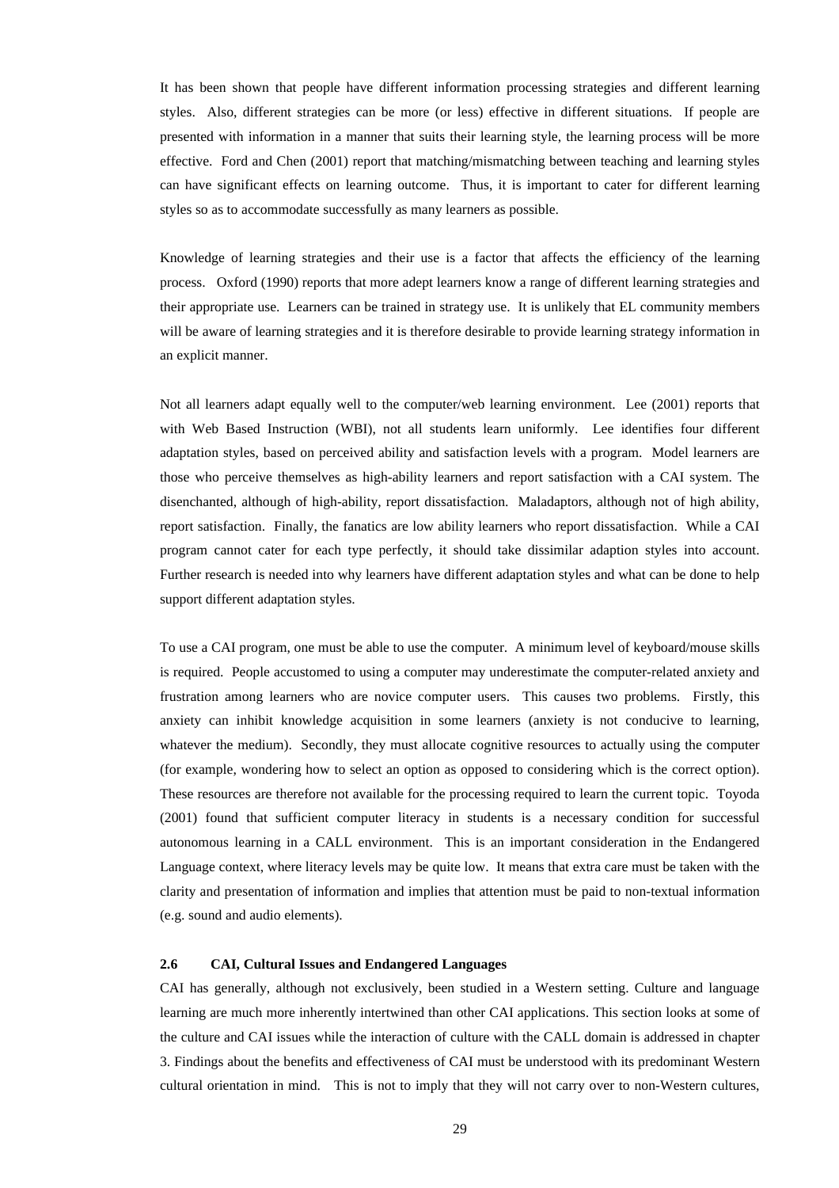It has been shown that people have different information processing strategies and different learning styles. Also, different strategies can be more (or less) effective in different situations. If people are presented with information in a manner that suits their learning style, the learning process will be more effective. Ford and Chen (2001) report that matching/mismatching between teaching and learning styles can have significant effects on learning outcome. Thus, it is important to cater for different learning styles so as to accommodate successfully as many learners as possible.

Knowledge of learning strategies and their use is a factor that affects the efficiency of the learning process. Oxford (1990) reports that more adept learners know a range of different learning strategies and their appropriate use. Learners can be trained in strategy use. It is unlikely that EL community members will be aware of learning strategies and it is therefore desirable to provide learning strategy information in an explicit manner.

Not all learners adapt equally well to the computer/web learning environment. Lee (2001) reports that with Web Based Instruction (WBI), not all students learn uniformly. Lee identifies four different adaptation styles, based on perceived ability and satisfaction levels with a program. Model learners are those who perceive themselves as high-ability learners and report satisfaction with a CAI system. The disenchanted, although of high-ability, report dissatisfaction. Maladaptors, although not of high ability, report satisfaction. Finally, the fanatics are low ability learners who report dissatisfaction. While a CAI program cannot cater for each type perfectly, it should take dissimilar adaption styles into account. Further research is needed into why learners have different adaptation styles and what can be done to help support different adaptation styles.

To use a CAI program, one must be able to use the computer. A minimum level of keyboard/mouse skills is required. People accustomed to using a computer may underestimate the computer-related anxiety and frustration among learners who are novice computer users. This causes two problems. Firstly, this anxiety can inhibit knowledge acquisition in some learners (anxiety is not conducive to learning, whatever the medium). Secondly, they must allocate cognitive resources to actually using the computer (for example, wondering how to select an option as opposed to considering which is the correct option). These resources are therefore not available for the processing required to learn the current topic. Toyoda (2001) found that sufficient computer literacy in students is a necessary condition for successful autonomous learning in a CALL environment. This is an important consideration in the Endangered Language context, where literacy levels may be quite low. It means that extra care must be taken with the clarity and presentation of information and implies that attention must be paid to non-textual information (e.g. sound and audio elements).

### 2.6 CAI, Cultural Issues and Endangered Languages

CAI has generally, although not exclusively, been studied in a Western setting. Culture and language learning are much more inherently intertwined than other CAI applications. This section looks at some of the culture and CAI issues while the interaction of culture with the CALL domain is addressed in chapter 3. Findings about the benefits and effectiveness of CAI must be understood with its predominant Western cultural orientation in mind. This is not to imply that they will not carry over to non-Western cultures,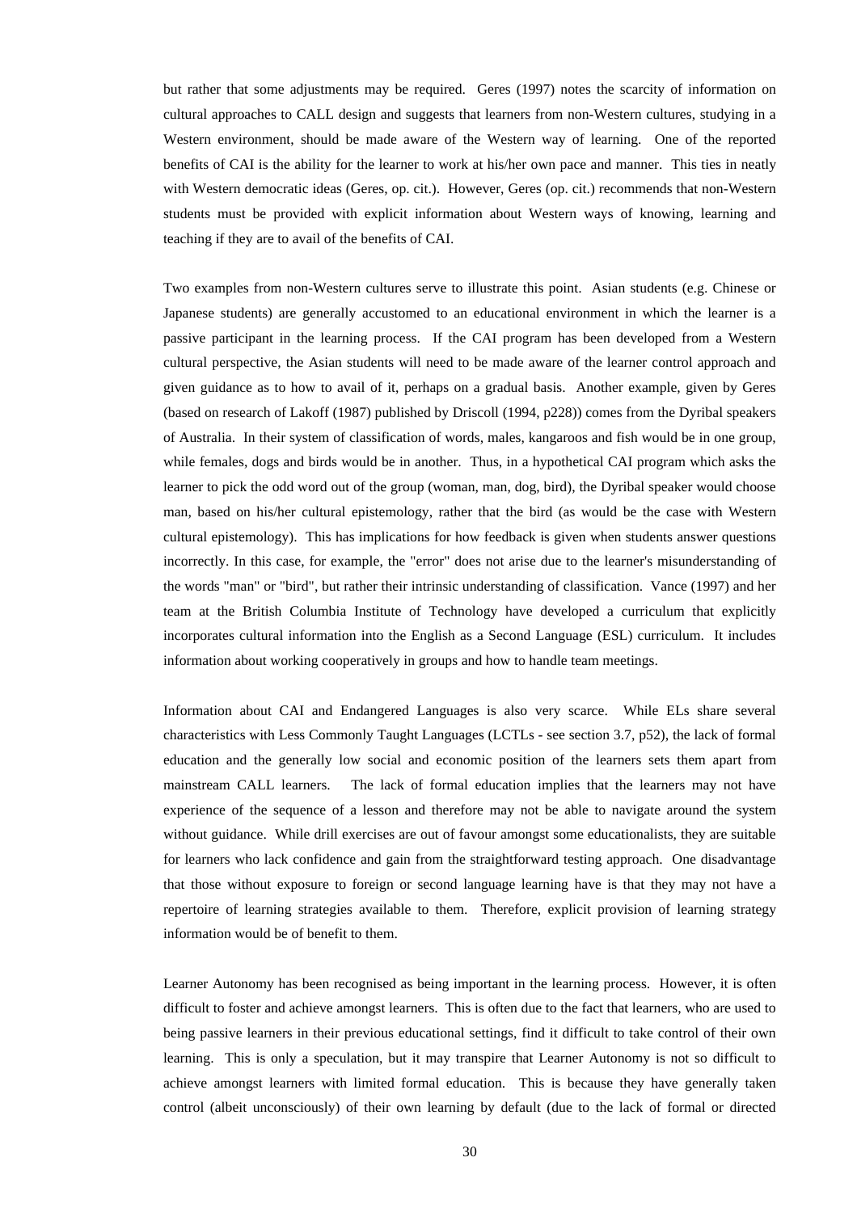but rather that some adjustments may be required. Geres (1997) notes the scarcity of information on cultural approaches to CALL design and suggests that learners from non-Western cultures, studying in a Western environment, should be made aware of the Western way of learning. One of the reported benefits of CAI is the ability for the learner to work at his/her own pace and manner. This ties in neatly with Western democratic ideas (Geres, op. cit.). However, Geres (op. cit.) recommends that non-Western students must be provided with explicit information about Western ways of knowing, learning and teaching if they are to avail of the benefits of CAI.

Two examples from non-Western cultures serve to illustrate this point. Asian students (e.g. Chinese or Japanese students) are generally accustomed to an educational environment in which the learner is a passive participant in the learning process. If the CAI program has been developed from a Western cultural perspective, the Asian students will need to be made aware of the learner control approach and given guidance as to how to avail of it, perhaps on a gradual basis. Another example, given by Geres (based on research of Lakoff (1987) published by Driscoll (1994, p228)) comes from the Dyribal speakers of Australia. In their system of classification of words, males, kangaroos and fish would be in one group, while females, dogs and birds would be in another. Thus, in a hypothetical CAI program which asks the learner to pick the odd word out of the group (woman, man, dog, bird), the Dyribal speaker would choose man, based on his/her cultural epistemology, rather that the bird (as would be the case with Western cultural epistemology). This has implications for how feedback is given when students answer questions incorrectly. In this case, for example, the "error" does not arise due to the learner's misunderstanding of the words "man" or "bird", but rather their intrinsic understanding of classification. Vance (1997) and her team at the British Columbia Institute of Technology have developed a curriculum that explicitly incorporates cultural information into the English as a Second Language (ESL) curriculum. It includes information about working cooperatively in groups and how to handle team meetings.

Information about CAI and Endangered Languages is also very scarce. While ELs share several characteristics with Less Commonly Taught Languages (LCTLs - see section 3.7, p52), the lack of formal education and the generally low social and economic position of the learners sets them apart from mainstream CALL learners. The lack of formal education implies that the learners may not have experience of the sequence of a lesson and therefore may not be able to navigate around the system without guidance. While drill exercises are out of favour amongst some educationalists, they are suitable for learners who lack confidence and gain from the straightforward testing approach. One disadvantage that those without exposure to foreign or second language learning have is that they may not have a repertoire of learning strategies available to them. Therefore, explicit provision of learning strategy information would be of benefit to them.

Learner Autonomy has been recognised as being important in the learning process. However, it is often difficult to foster and achieve amongst learners. This is often due to the fact that learners, who are used to being passive learners in their previous educational settings, find it difficult to take control of their own learning. This is only a speculation, but it may transpire that Learner Autonomy is not so difficult to achieve amongst learners with limited formal education. This is because they have generally taken control (albeit unconsciously) of their own learning by default (due to the lack of formal or directed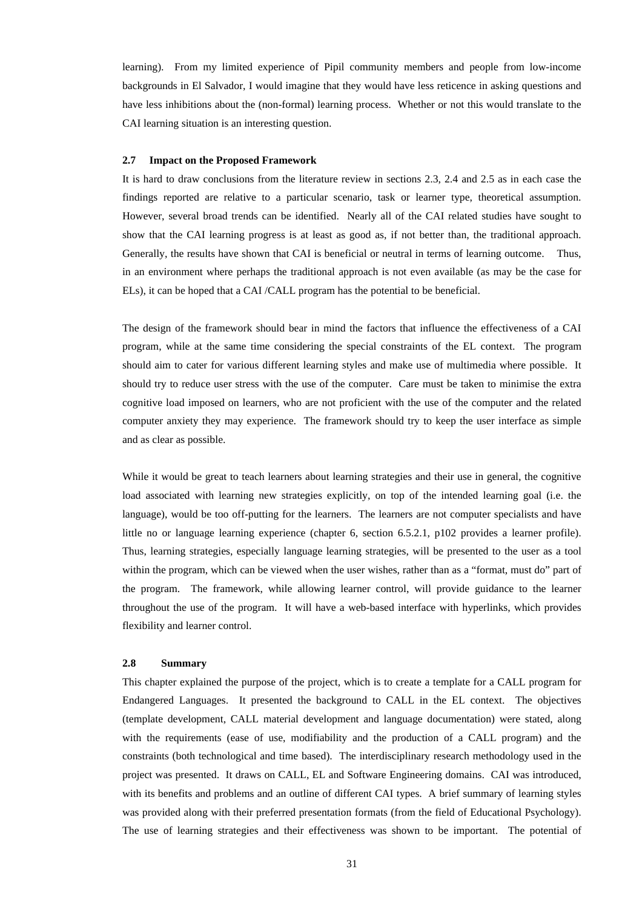learning). From my limited experience of Pipil community members and people from low-income backgrounds in El Salvador, I would imagine that they would have less reticence in asking questions and have less inhibitions about the (non-formal) learning process. Whether or not this would translate to the CAI learning situation is an interesting question.

### 2.7 Impact on the Proposed Framework

It is hard to draw conclusions from the literature review in sections 2.3, 2.4 and 2.5 as in each case the findings reported are relative to a particular scenario, task or learner type, theoretical assumption. However, several broad trends can be identified. Nearly all of the CAI related studies have sought to show that the CAI learning progress is at least as good as, if not better than, the traditional approach. Generally, the results have shown that CAI is beneficial or neutral in terms of learning outcome. Thus, in an environment where perhaps the traditional approach is not even available (as may be the case for ELs), it can be hoped that a CAI /CALL program has the potential to be beneficial.

The design of the framework should bear in mind the factors that influence the effectiveness of a CAI program, while at the same time considering the special constraints of the EL context. The program should aim to cater for various different learning styles and make use of multimedia where possible. It should try to reduce user stress with the use of the computer. Care must be taken to minimise the extra cognitive load imposed on learners, who are not proficient with the use of the computer and the related computer anxiety they may experience. The framework should try to keep the user interface as simple and as clear as possible.

While it would be great to teach learners about learning strategies and their use in general, the cognitive load associated with learning new strategies explicitly, on top of the intended learning goal (i.e. the language), would be too off-putting for the learners. The learners are not computer specialists and have little no or language learning experience (chapter 6, section 6.5.2.1, p102 provides a learner profile). Thus, learning strategies, especially language learning strategies, will be presented to the user as a tool within the program, which can be viewed when the user wishes, rather than as a "format, must do" part of the program. The framework, while allowing learner control, will provide guidance to the learner throughout the use of the program. It will have a web-based interface with hyperlinks, which provides flexibility and learner control.

### 2.8 Summary

This chapter explained the purpose of the project, which is to create a template for a CALL program for Endangered Languages. It presented the background to CALL in the EL context. The objectives (template development, CALL material development and language documentation) were stated, along with the requirements (ease of use, modifiability and the production of a CALL program) and the constraints (both technological and time based). The interdisciplinary research methodology used in the project was presented. It draws on CALL, EL and Software Engineering domains. CAI was introduced, with its benefits and problems and an outline of different CAI types. A brief summary of learning styles was provided along with their preferred presentation formats (from the field of Educational Psychology). The use of learning strategies and their effectiveness was shown to be important. The potential of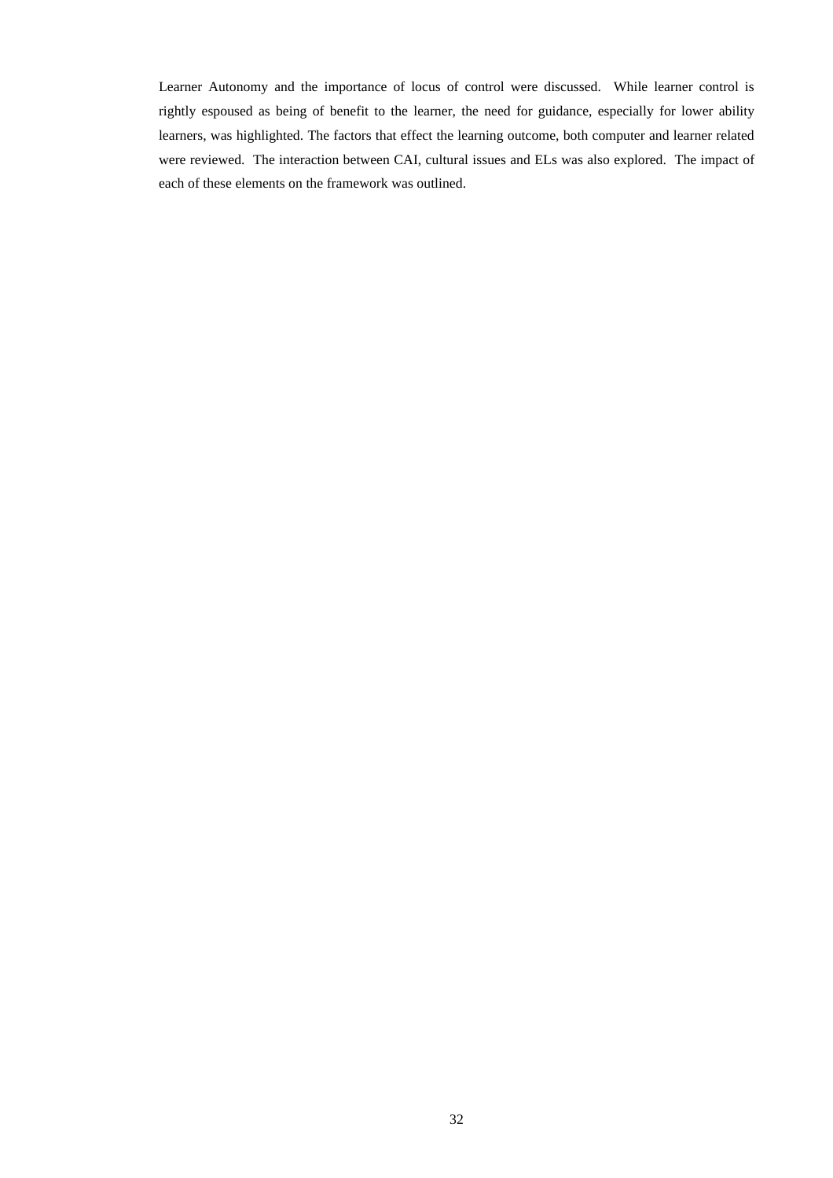Learner Autonomy and the importance of locus of control were discussed. While learner control is rightly espoused as being of benefit to the learner, the need for guidance, especially for lower ability learners, was highlighted. The factors that effect the learning outcome, both computer and learner related were reviewed. The interaction between CAI, cultural issues and ELs was also explored. The impact of each of these elements on the framework was outlined.